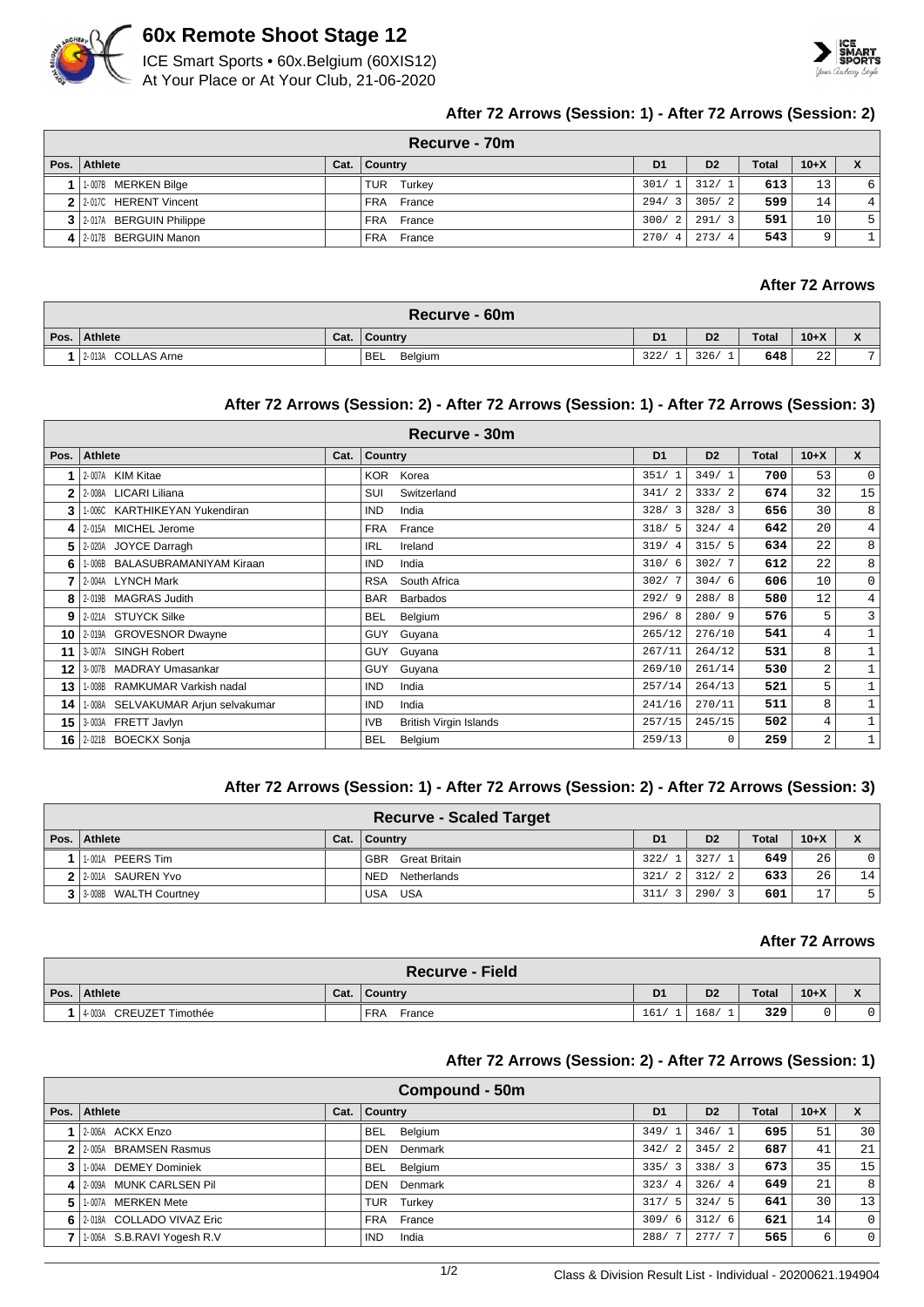# 60x Remote Shoot Stage 12

ICE Smart Sports • 60x.Belgium (60XIS12)
At Your Place or At Your Club, 21-06-2020

### After 72 Arrows (Session: 1) - After 72 Arrows (Session: 2)

**Recurve - 70m**

| Pos. | Athlete | Cat. | Country | D1 | D2 | Total | 10+X | X |
|---|---|---|---|---|---|---|---|---|
| 1 | 1-007B MERKEN Bilge | | TUR Turkey | 301/ 1 | 312/ 1 | 613 | 13 | 6 |
| 2 | 2-017C HERENT Vincent | | FRA France | 294/ 3 | 305/ 2 | 599 | 14 | 4 |
| 3 | 2-017A BERGUIN Philippe | | FRA France | 300/ 2 | 291/ 3 | 591 | 10 | 5 |
| 4 | 2-017B BERGUIN Manon | | FRA France | 270/ 4 | 273/ 4 | 543 | 9 | 1 |

### After 72 Arrows

**Recurve - 60m**

| Pos. | Athlete | Cat. | Country | D1 | D2 | Total | 10+X | X |
|---|---|---|---|---|---|---|---|---|
| 1 | 2-013A COLLAS Arne | | BEL Belgium | 322/ 1 | 326/ 1 | 648 | 22 | 7 |

### After 72 Arrows (Session: 2) - After 72 Arrows (Session: 1) - After 72 Arrows (Session: 3)

**Recurve - 30m**

| Pos. | Athlete | Cat. | Country | D1 | D2 | Total | 10+X | X |
|---|---|---|---|---|---|---|---|---|
| 1 | 2-007A KIM Kitae | | KOR Korea | 351/ 1 | 349/ 1 | 700 | 53 | 0 |
| 2 | 2-008A LICARI Liliana | | SUI Switzerland | 341/ 2 | 333/ 2 | 674 | 32 | 15 |
| 3 | 1-006C KARTHIKEYAN Yukendiran | | IND India | 328/ 3 | 328/ 3 | 656 | 30 | 8 |
| 4 | 2-015A MICHEL Jerome | | FRA France | 318/ 5 | 324/ 4 | 642 | 20 | 4 |
| 5 | 2-020A JOYCE Darragh | | IRL Ireland | 319/ 4 | 315/ 5 | 634 | 22 | 8 |
| 6 | 1-006B BALASUBRAMANIYAM Kiraan | | IND India | 310/ 6 | 302/ 7 | 612 | 22 | 8 |
| 7 | 2-004A LYNCH Mark | | RSA South Africa | 302/ 7 | 304/ 6 | 606 | 10 | 0 |
| 8 | 2-019B MAGRAS Judith | | BAR Barbados | 292/ 9 | 288/ 8 | 580 | 12 | 4 |
| 9 | 2-021A STUYCK Silke | | BEL Belgium | 296/ 8 | 280/ 9 | 576 | 5 | 3 |
| 10 | 2-019A GROVESNOR Dwayne | | GUY Guyana | 265/12 | 276/10 | 541 | 4 | 1 |
| 11 | 3-007A SINGH Robert | | GUY Guyana | 267/11 | 264/12 | 531 | 8 | 1 |
| 12 | 3-007B MADRAY Umasankar | | GUY Guyana | 269/10 | 261/14 | 530 | 2 | 1 |
| 13 | 1-008B RAMKUMAR Varkish nadal | | IND India | 257/14 | 264/13 | 521 | 5 | 1 |
| 14 | 1-008A SELVAKUMAR Arjun selvakumar | | IND India | 241/16 | 270/11 | 511 | 8 | 1 |
| 15 | 3-003A FRETT Javlyn | | IVB British Virgin Islands | 257/15 | 245/15 | 502 | 4 | 1 |
| 16 | 2-021B BOECKX Sonja | | BEL Belgium | 259/13 | 0 | 259 | 2 | 1 |

### After 72 Arrows (Session: 1) - After 72 Arrows (Session: 2) - After 72 Arrows (Session: 3)

**Recurve - Scaled Target**

| Pos. | Athlete | Cat. | Country | D1 | D2 | Total | 10+X | X |
|---|---|---|---|---|---|---|---|---|
| 1 | 1-001A PEERS Tim | | GBR Great Britain | 322/ 1 | 327/ 1 | 649 | 26 | 0 |
| 2 | 2-001A SAUREN Yvo | | NED Netherlands | 321/ 2 | 312/ 2 | 633 | 26 | 14 |
| 3 | 3-008B WALTH Courtney | | USA USA | 311/ 3 | 290/ 3 | 601 | 17 | 5 |

### After 72 Arrows

**Recurve - Field**

| Pos. | Athlete | Cat. | Country | D1 | D2 | Total | 10+X | X |
|---|---|---|---|---|---|---|---|---|
| 1 | 4-003A CREUZET Timothée | | FRA France | 161/ 1 | 168/ 1 | 329 | 0 | 0 |

### After 72 Arrows (Session: 2) - After 72 Arrows (Session: 1)

**Compound - 50m**

| Pos. | Athlete | Cat. | Country | D1 | D2 | Total | 10+X | X |
|---|---|---|---|---|---|---|---|---|
| 1 | 2-006A ACKX Enzo | | BEL Belgium | 349/ 1 | 346/ 1 | 695 | 51 | 30 |
| 2 | 2-005A BRAMSEN Rasmus | | DEN Denmark | 342/ 2 | 345/ 2 | 687 | 41 | 21 |
| 3 | 1-004A DEMEY Dominiek | | BEL Belgium | 335/ 3 | 338/ 3 | 673 | 35 | 15 |
| 4 | 2-009A MUNK CARLSEN Pil | | DEN Denmark | 323/ 4 | 326/ 4 | 649 | 21 | 8 |
| 5 | 1-007A MERKEN Mete | | TUR Turkey | 317/ 5 | 324/ 5 | 641 | 30 | 13 |
| 6 | 2-018A COLLADO VIVAZ Eric | | FRA France | 309/ 6 | 312/ 6 | 621 | 14 | 0 |
| 7 | 1-006A S.B.RAVI Yogesh R.V | | IND India | 288/ 7 | 277/ 7 | 565 | 6 | 0 |

Class & Division Result List - Individual - 20200621.194904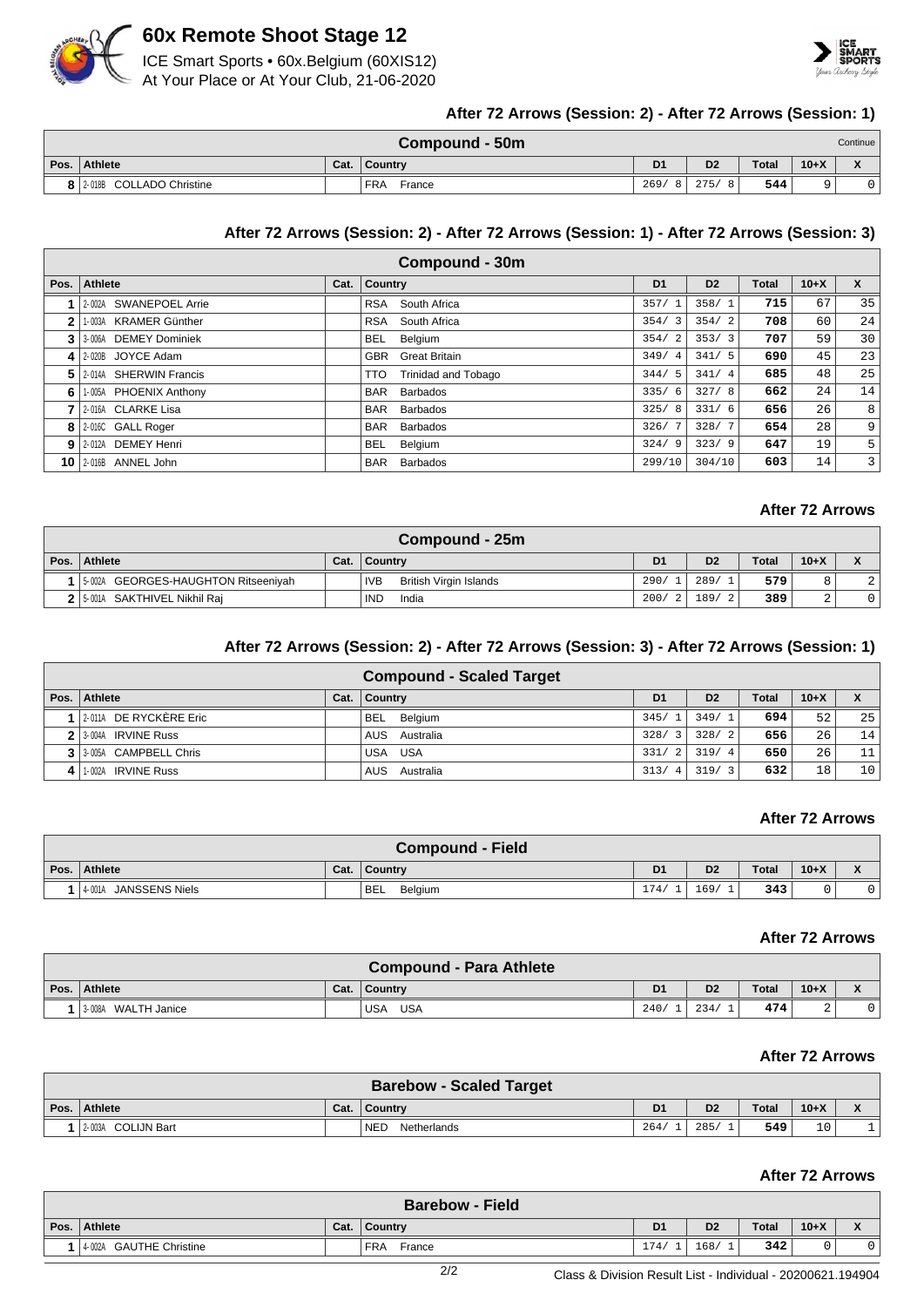# 60x Remote Shoot Stage 12

ICE Smart Sports • 60x.Belgium (60XIS12)
At Your Place or At Your Club, 21-06-2020

### After 72 Arrows (Session: 2) - After 72 Arrows (Session: 1)

| Compound - 50m | | | | | | | | Continue |
|---|---|---|---|---|---|---|---|---|
| Pos. | Athlete | Cat. | Country | D1 | D2 | Total | 10+X | X |
| 8 | 2-018B COLLADO Christine | | FRA France | 269/ 8 | 275/ 8 | 544 | 9 | 0 |

### After 72 Arrows (Session: 2) - After 72 Arrows (Session: 1) - After 72 Arrows (Session: 3)

| Compound - 30m | | | | | | | | |
|---|---|---|---|---|---|---|---|---|
| Pos. | Athlete | Cat. | Country | D1 | D2 | Total | 10+X | X |
| 1 | 2-002A SWANEPOEL Arrie | | RSA South Africa | 357/ 1 | 358/ 1 | 715 | 67 | 35 |
| 2 | 1-003A KRAMER Günther | | RSA South Africa | 354/ 3 | 354/ 2 | 708 | 60 | 24 |
| 3 | 3-006A DEMEY Dominiek | | BEL Belgium | 354/ 2 | 353/ 3 | 707 | 59 | 30 |
| 4 | 2-020B JOYCE Adam | | GBR Great Britain | 349/ 4 | 341/ 5 | 690 | 45 | 23 |
| 5 | 2-014A SHERWIN Francis | | TTO Trinidad and Tobago | 344/ 5 | 341/ 4 | 685 | 48 | 25 |
| 6 | 1-005A PHOENIX Anthony | | BAR Barbados | 335/ 6 | 327/ 8 | 662 | 24 | 14 |
| 7 | 2-016A CLARKE Lisa | | BAR Barbados | 325/ 8 | 331/ 6 | 656 | 26 | 8 |
| 8 | 2-016C GALL Roger | | BAR Barbados | 326/ 7 | 328/ 7 | 654 | 28 | 9 |
| 9 | 2-012A DEMEY Henri | | BEL Belgium | 324/ 9 | 323/ 9 | 647 | 19 | 5 |
| 10 | 2-016B ANNEL John | | BAR Barbados | 299/10 | 304/10 | 603 | 14 | 3 |

### After 72 Arrows

| Compound - 25m | | | | | | | | |
|---|---|---|---|---|---|---|---|---|
| Pos. | Athlete | Cat. | Country | D1 | D2 | Total | 10+X | X |
| 1 | 5-002A GEORGES-HAUGHTON Ritseeniyah | | IVB British Virgin Islands | 290/ 1 | 289/ 1 | 579 | 8 | 2 |
| 2 | 5-001A SAKTHIVEL Nikhil Raj | | IND India | 200/ 2 | 189/ 2 | 389 | 2 | 0 |

### After 72 Arrows (Session: 2) - After 72 Arrows (Session: 3) - After 72 Arrows (Session: 1)

| Compound - Scaled Target | | | | | | | | |
|---|---|---|---|---|---|---|---|---|
| Pos. | Athlete | Cat. | Country | D1 | D2 | Total | 10+X | X |
| 1 | 2-011A DE RYCKÈRE Eric | | BEL Belgium | 345/ 1 | 349/ 1 | 694 | 52 | 25 |
| 2 | 3-004A IRVINE Russ | | AUS Australia | 328/ 3 | 328/ 2 | 656 | 26 | 14 |
| 3 | 3-005A CAMPBELL Chris | | USA USA | 331/ 2 | 319/ 4 | 650 | 26 | 11 |
| 4 | 1-002A IRVINE Russ | | AUS Australia | 313/ 4 | 319/ 3 | 632 | 18 | 10 |

### After 72 Arrows

| Compound - Field | | | | | | | | |
|---|---|---|---|---|---|---|---|---|
| Pos. | Athlete | Cat. | Country | D1 | D2 | Total | 10+X | X |
| 1 | 4-001A JANSSENS Niels | | BEL Belgium | 174/ 1 | 169/ 1 | 343 | 0 | 0 |

### After 72 Arrows

| Compound - Para Athlete | | | | | | | | |
|---|---|---|---|---|---|---|---|---|
| Pos. | Athlete | Cat. | Country | D1 | D2 | Total | 10+X | X |
| 1 | 3-008A WALTH Janice | | USA USA | 240/ 1 | 234/ 1 | 474 | 2 | 0 |

### After 72 Arrows

| Barebow - Scaled Target | | | | | | | | |
|---|---|---|---|---|---|---|---|---|
| Pos. | Athlete | Cat. | Country | D1 | D2 | Total | 10+X | X |
| 1 | 2-003A COLIJN Bart | | NED Netherlands | 264/ 1 | 285/ 1 | 549 | 10 | 1 |

### After 72 Arrows

| Barebow - Field | | | | | | | | |
|---|---|---|---|---|---|---|---|---|
| Pos. | Athlete | Cat. | Country | D1 | D2 | Total | 10+X | X |
| 1 | 4-002A GAUTHE Christine | | FRA France | 174/ 1 | 168/ 1 | 342 | 0 | 0 |

Class & Division Result List - Individual - 20200621.194904